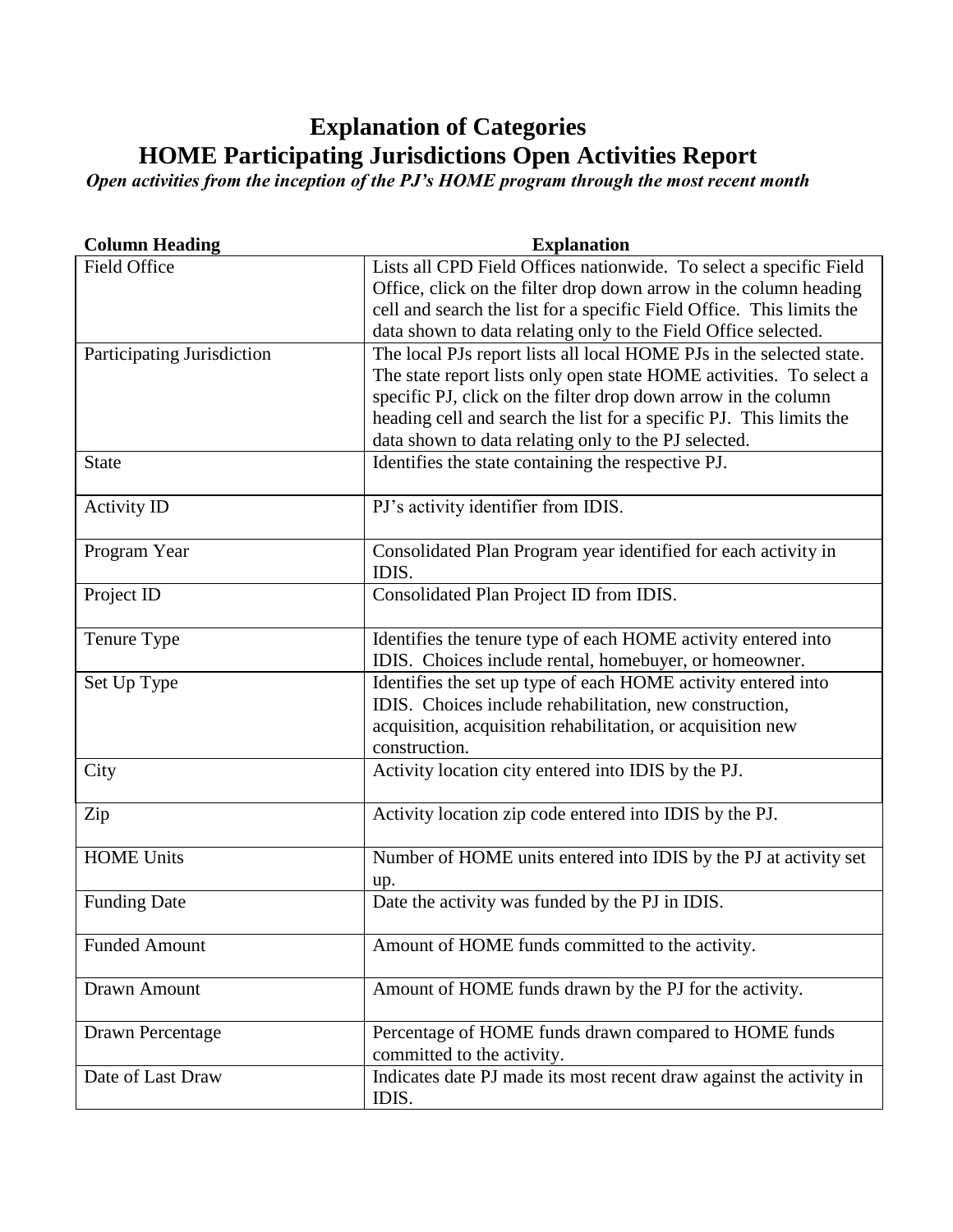# Explanation of Categories

# HOME Participating Jurisdictions Open Activities Report

***Open activities from the inception of the PJ's HOME program through the most recent month***

| Column Heading | Explanation |
|---|---|
| Field Office | Lists all CPD Field Offices nationwide. To select a specific Field Office, click on the filter drop down arrow in the column heading cell and search the list for a specific Field Office. This limits the data shown to data relating only to the Field Office selected. |
| Participating Jurisdiction | The local PJs report lists all local HOME PJs in the selected state. The state report lists only open state HOME activities. To select a specific PJ, click on the filter drop down arrow in the column heading cell and search the list for a specific PJ. This limits the data shown to data relating only to the PJ selected. |
| State | Identifies the state containing the respective PJ. |
| Activity ID | PJ's activity identifier from IDIS. |
| Program Year | Consolidated Plan Program year identified for each activity in IDIS. |
| Project ID | Consolidated Plan Project ID from IDIS. |
| Tenure Type | Identifies the tenure type of each HOME activity entered into IDIS. Choices include rental, homebuyer, or homeowner. |
| Set Up Type | Identifies the set up type of each HOME activity entered into IDIS. Choices include rehabilitation, new construction, acquisition, acquisition rehabilitation, or acquisition new construction. |
| City | Activity location city entered into IDIS by the PJ. |
| Zip | Activity location zip code entered into IDIS by the PJ. |
| HOME Units | Number of HOME units entered into IDIS by the PJ at activity set up. |
| Funding Date | Date the activity was funded by the PJ in IDIS. |
| Funded Amount | Amount of HOME funds committed to the activity. |
| Drawn Amount | Amount of HOME funds drawn by the PJ for the activity. |
| Drawn Percentage | Percentage of HOME funds drawn compared to HOME funds committed to the activity. |
| Date of Last Draw | Indicates date PJ made its most recent draw against the activity in IDIS. |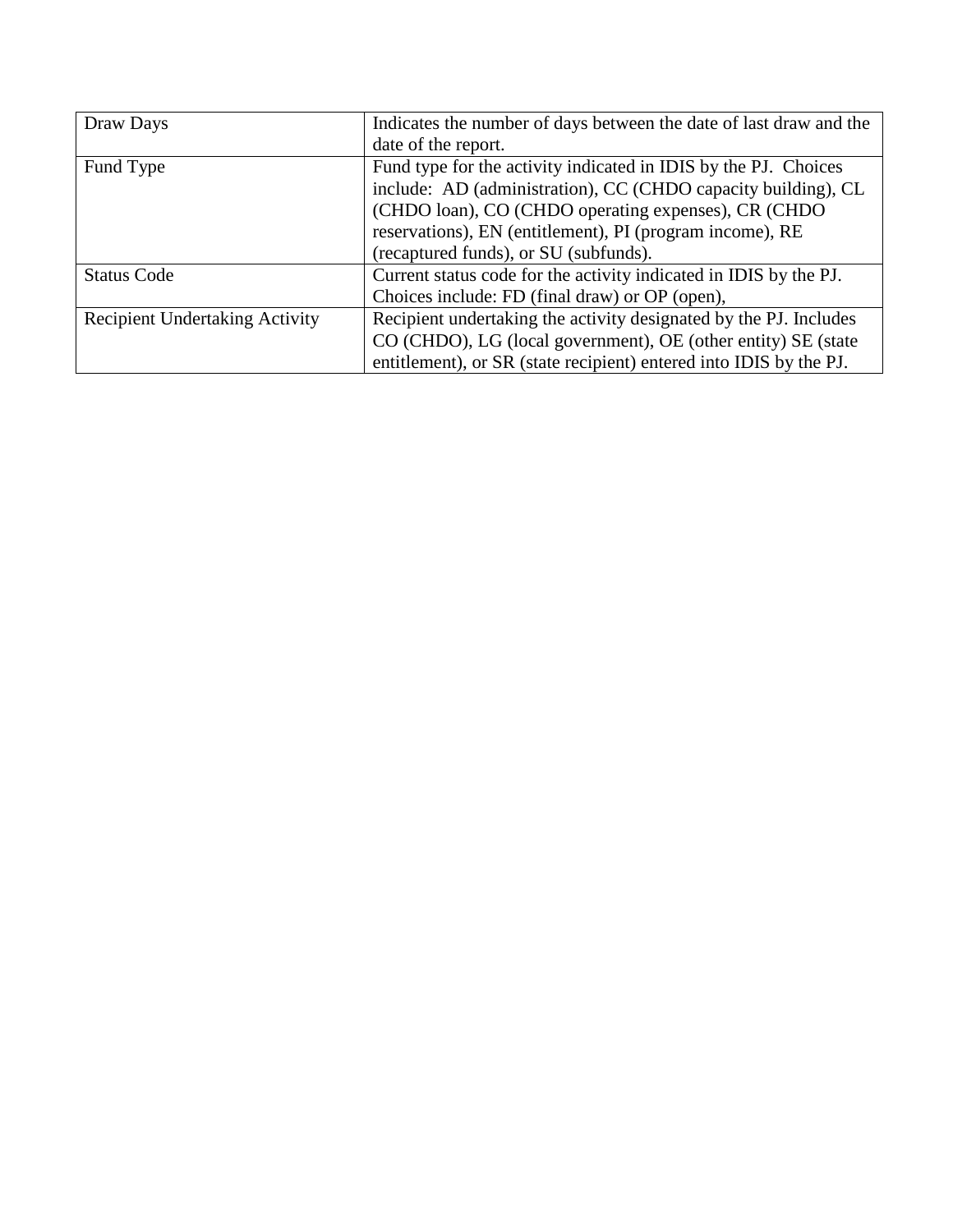| | |
|---|---|
| Draw Days | Indicates the number of days between the date of last draw and the date of the report. |
| Fund Type | Fund type for the activity indicated in IDIS by the PJ. Choices include: AD (administration), CC (CHDO capacity building), CL (CHDO loan), CO (CHDO operating expenses), CR (CHDO reservations), EN (entitlement), PI (program income), RE (recaptured funds), or SU (subfunds). |
| Status Code | Current status code for the activity indicated in IDIS by the PJ. Choices include: FD (final draw) or OP (open), |
| Recipient Undertaking Activity | Recipient undertaking the activity designated by the PJ. Includes CO (CHDO), LG (local government), OE (other entity) SE (state entitlement), or SR (state recipient) entered into IDIS by the PJ. |